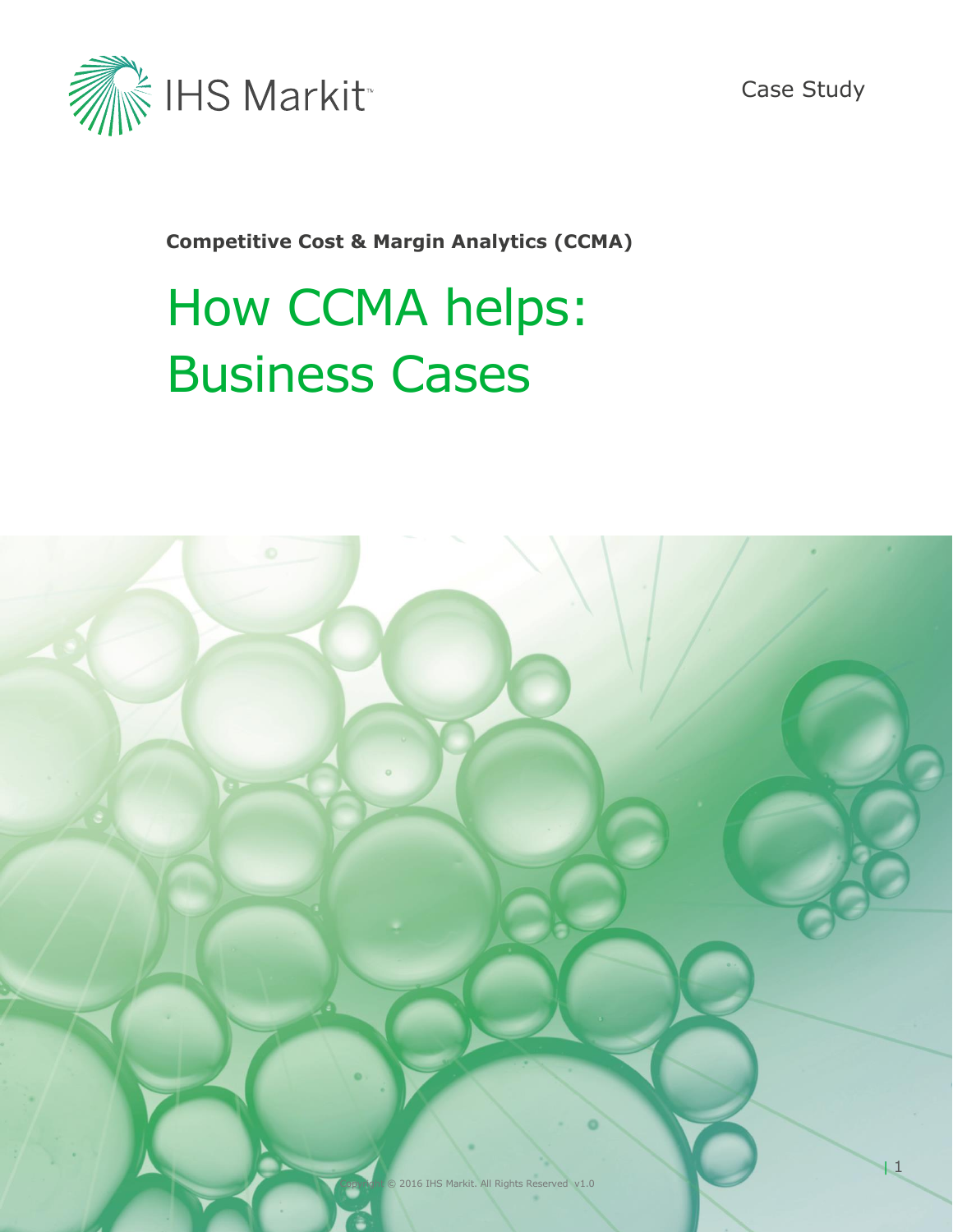Case Study

**Competitive Cost & Margin Analytics (CCMA)**

# How CCMA helps: Business Cases

Copyright © 2016 IHS Markit. All Rights Reserved v1.0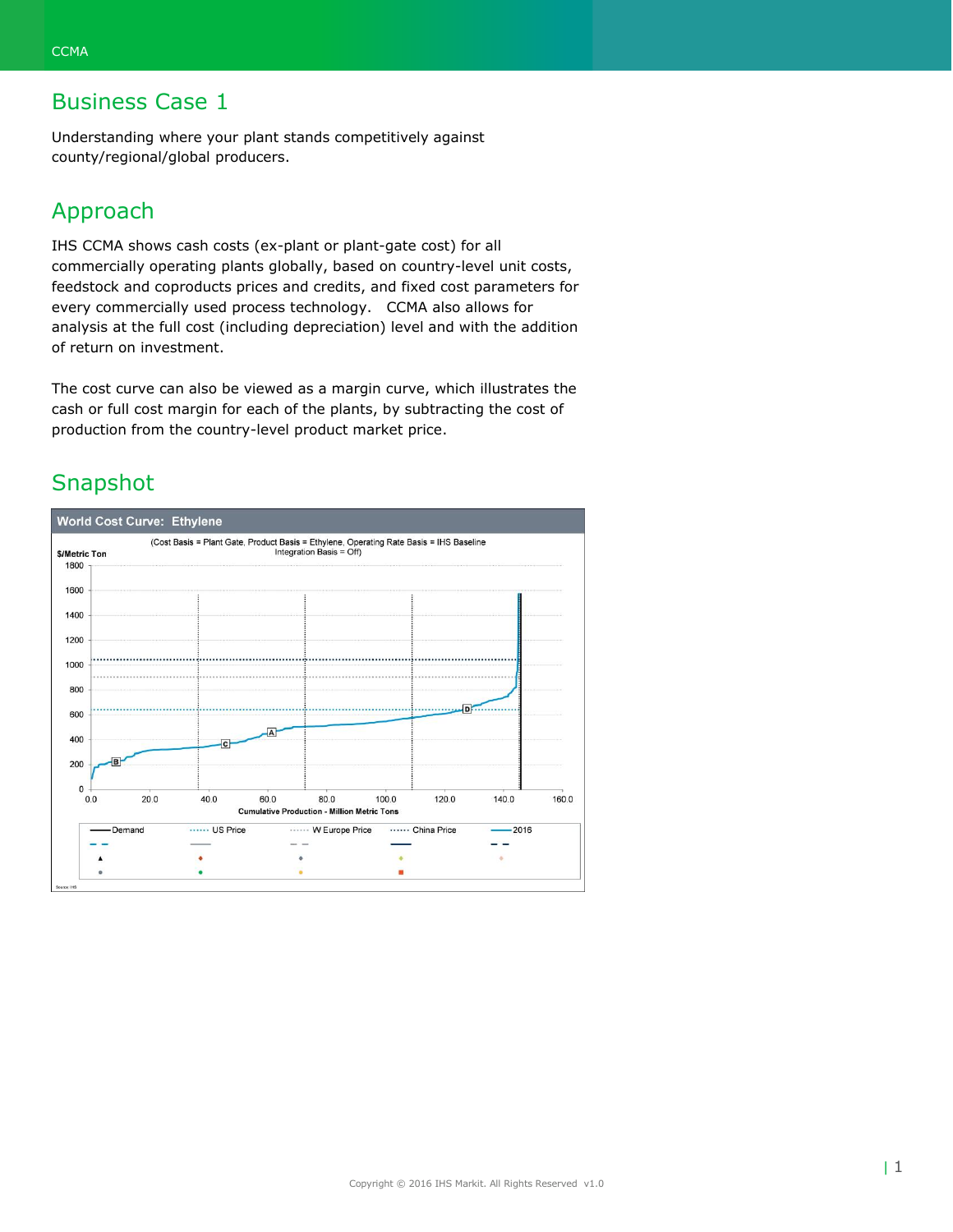## Business Case 1

Understanding where your plant stands competitively against county/regional/global producers.

## Approach

IHS CCMA shows cash costs (ex-plant or plant-gate cost) for all commercially operating plants globally, based on country-level unit costs, feedstock and coproducts prices and credits, and fixed cost parameters for every commercially used process technology. CCMA also allows for analysis at the full cost (including depreciation) level and with the addition of return on investment.

The cost curve can also be viewed as a margin curve, which illustrates the cash or full cost margin for each of the plants, by subtracting the cost of production from the country-level product market price.

## Snapshot

**World Cost Curve: Ethylene**

(Cost Basis = Plant Gate, Product Basis = Ethylene, Operating Rate Basis = IHS Baseline Integration Basis = Off)

$/Metric Ton

Cumulative Production - Million Metric Tons

Demand · US Price · W Europe Price · China Price · 2016

Source: IHS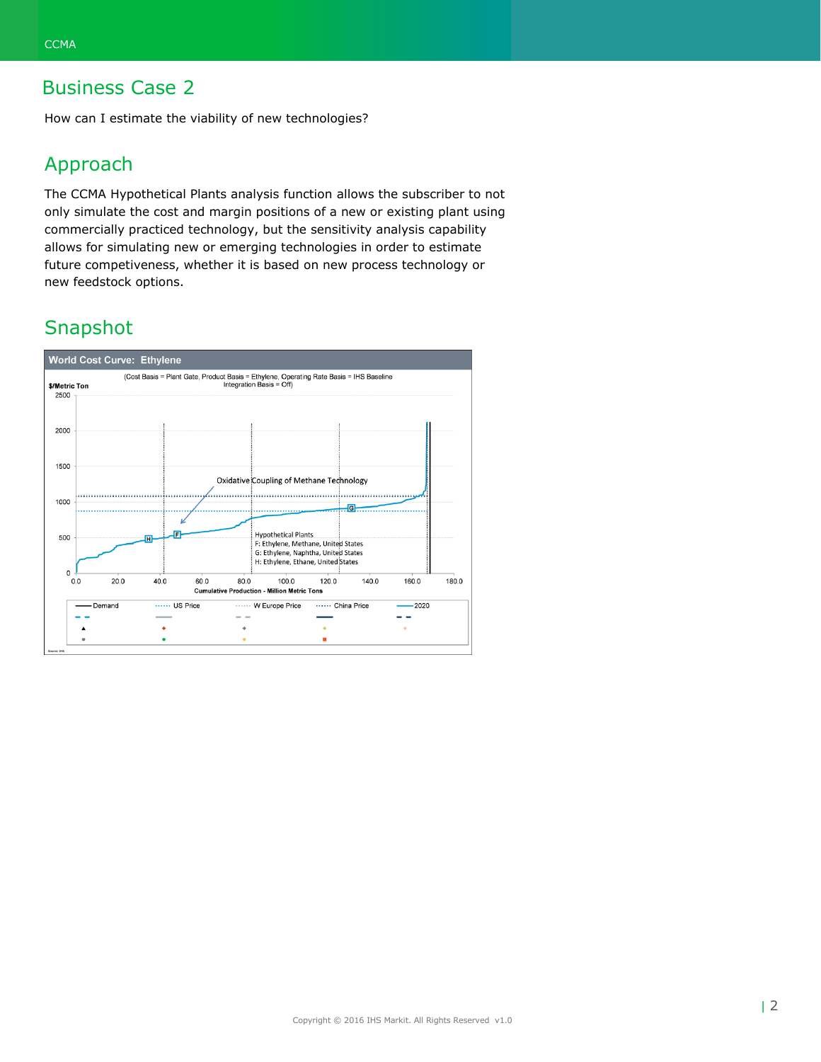## Business Case 2

How can I estimate the viability of new technologies?

## Approach

The CCMA Hypothetical Plants analysis function allows the subscriber to not only simulate the cost and margin positions of a new or existing plant using commercially practiced technology, but the sensitivity analysis capability allows for simulating new or emerging technologies in order to estimate future competiveness, whether it is based on new process technology or new feedstock options.

## Snapshot

**World Cost Curve: Ethylene**

(Cost Basis = Plant Gate, Product Basis = Ethylene, Operating Rate Basis = IHS Baseline
Integration Basis = Off)

$/Metric Ton

Oxidative Coupling of Methane Technology

Hypothetical Plants
F: Ethylene, Methane, United States
G: Ethylene, Naphtha, United States
H: Ethylene, Ethane, United States

Cumulative Production - Million Metric Tons

Demand · US Price · W Europe Price · China Price · 2020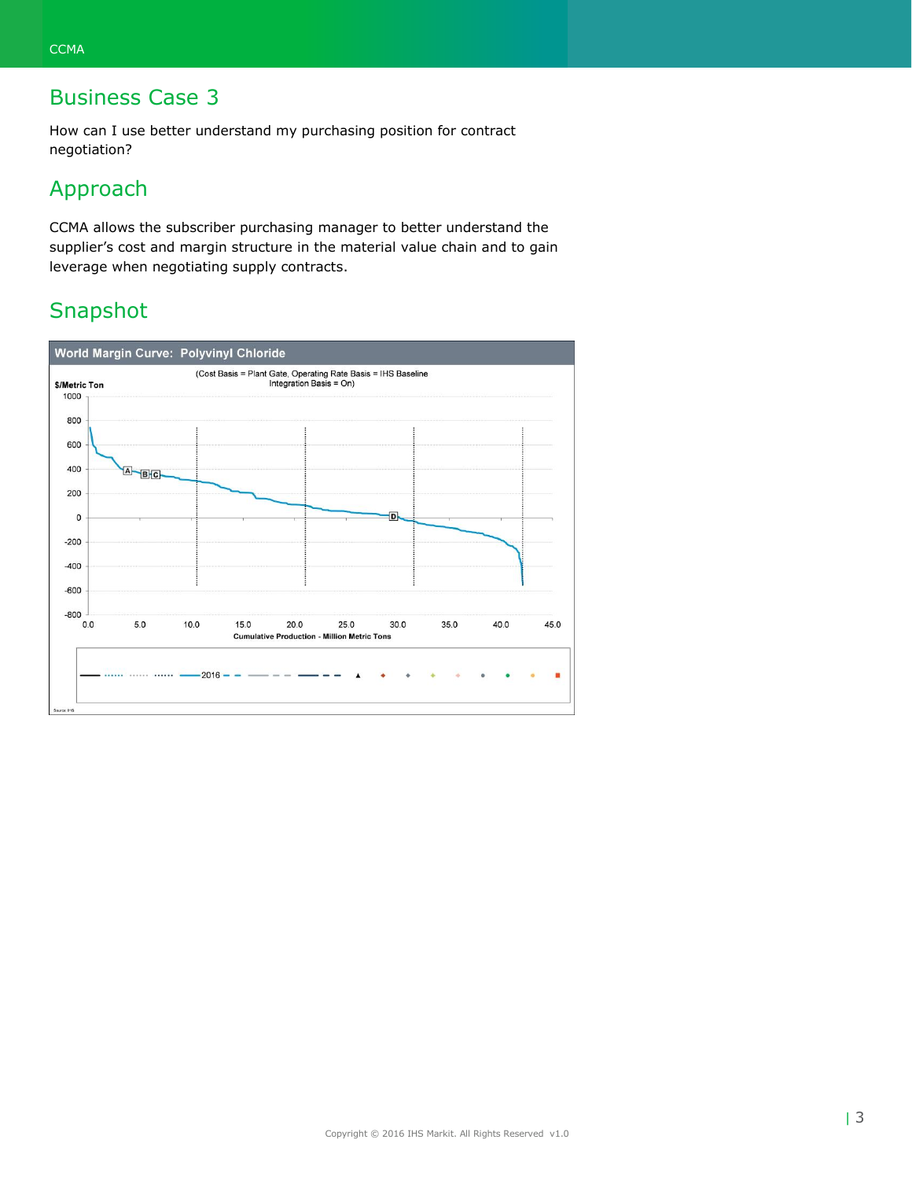## Business Case 3

How can I use better understand my purchasing position for contract negotiation?

## Approach

CCMA allows the subscriber purchasing manager to better understand the supplier's cost and margin structure in the material value chain and to gain leverage when negotiating supply contracts.

## Snapshot

**World Margin Curve: Polyvinyl Chloride**

(Cost Basis = Plant Gate, Operating Rate Basis = IHS Baseline Integration Basis = On)

$/Metric Ton

Cumulative Production - Million Metric Tons

2016

Source: IHS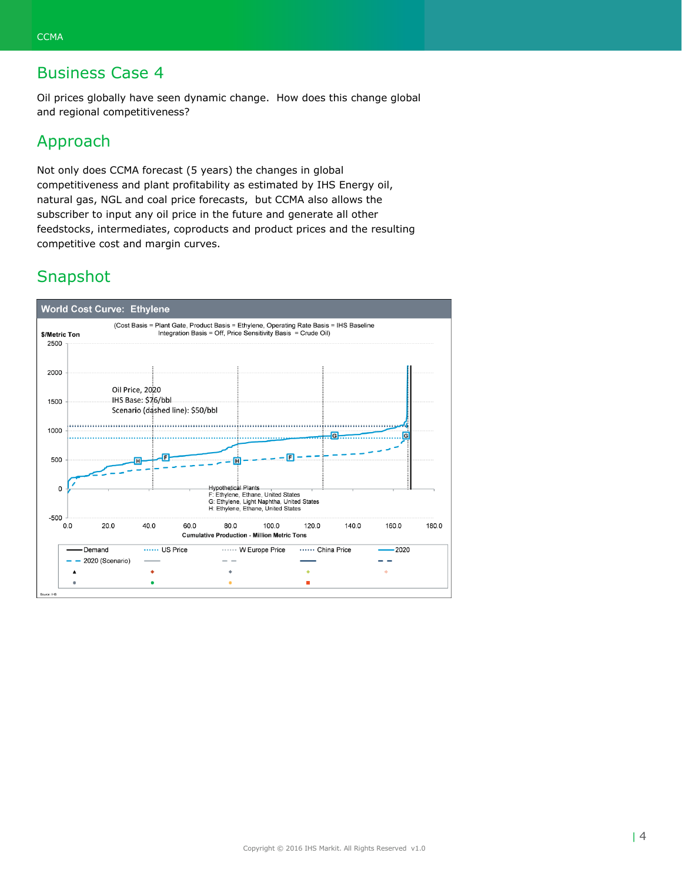## Business Case 4

Oil prices globally have seen dynamic change. How does this change global and regional competitiveness?

## Approach

Not only does CCMA forecast (5 years) the changes in global competitiveness and plant profitability as estimated by IHS Energy oil, natural gas, NGL and coal price forecasts, but CCMA also allows the subscriber to input any oil price in the future and generate all other feedstocks, intermediates, coproducts and product prices and the resulting competitive cost and margin curves.

## Snapshot

World Cost Curve: Ethylene

(Cost Basis = Plant Gate, Product Basis = Ethylene, Operating Rate Basis = IHS Baseline
Integration Basis = Off, Price Sensitivity Basis = Crude Oil)

$/Metric Ton

2500
2000
1500
1000
500
0
-500

Oil Price, 2020
IHS Base: $76/bbl
Scenario (dashed line): $50/bbl

Hypothetical Plants
F: Ethylene, Ethane, United States
G: Ethylene, Light Naphtha, United States
H: Ethylene, Ethane, United States

0.0 20.0 40.0 60.0 80.0 100.0 120.0 140.0 160.0 180.0

Cumulative Production - Million Metric Tons

Demand
US Price
W Europe Price
China Price
2020
2020 (Scenario)

Source: IHS